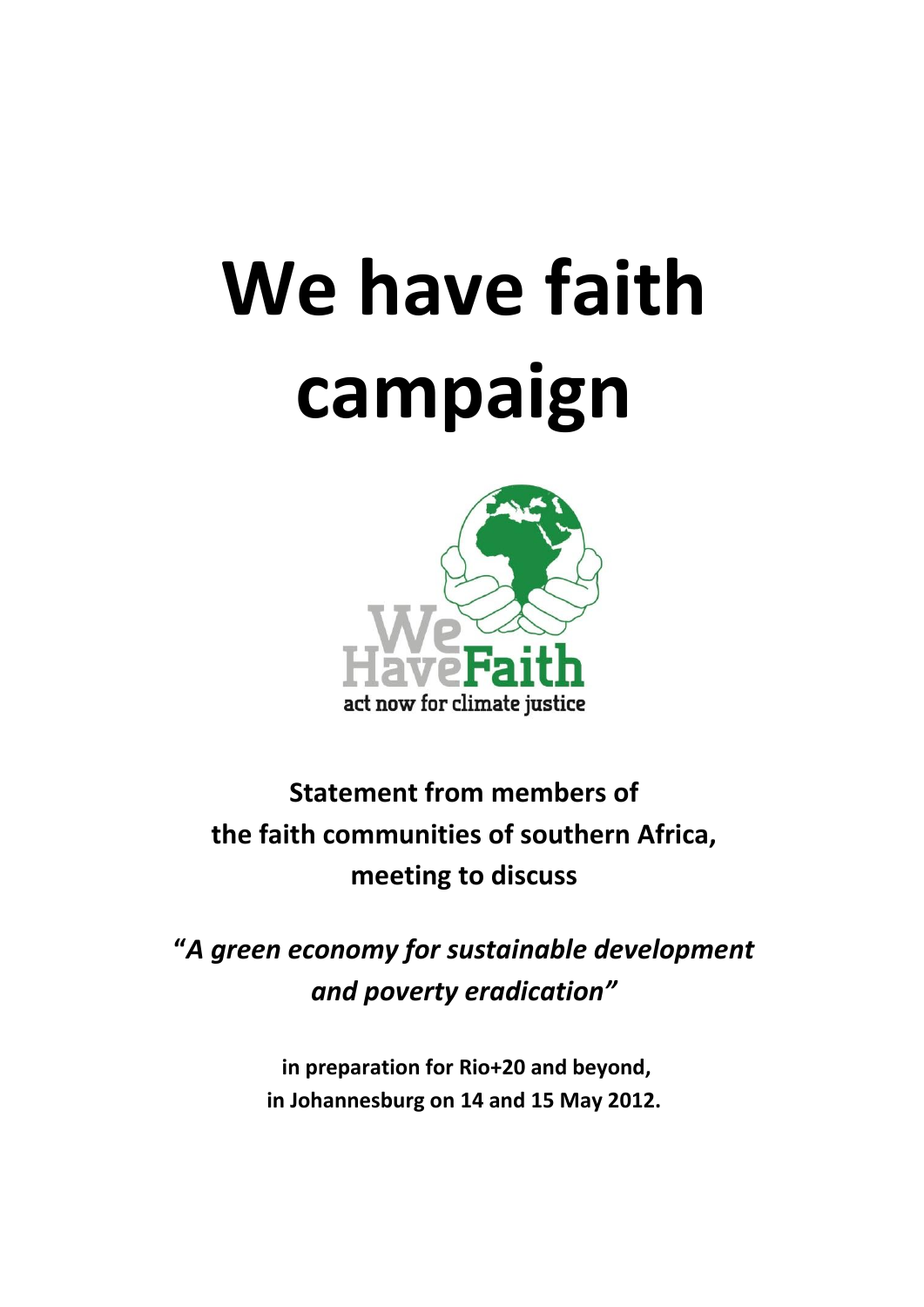# We have faith campaign

We Have Faith

act now for climate justice

**Statement from members of the faith communities of southern Africa, meeting to discuss**

***"A green economy for sustainable development and poverty eradication"***

**in preparation for Rio+20 and beyond, in Johannesburg on 14 and 15 May 2012.**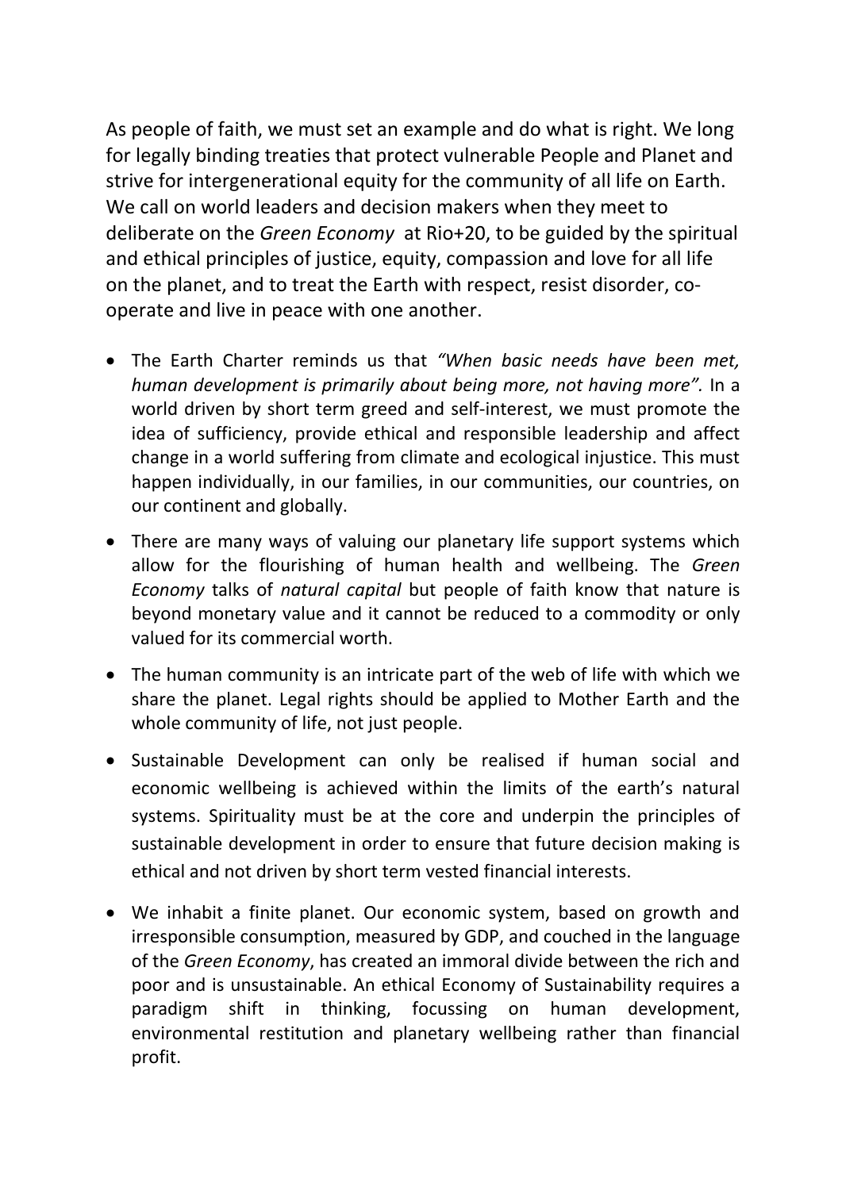As people of faith, we must set an example and do what is right. We long for legally binding treaties that protect vulnerable People and Planet and strive for intergenerational equity for the community of all life on Earth. We call on world leaders and decision makers when they meet to deliberate on the *Green Economy* at Rio+20, to be guided by the spiritual and ethical principles of justice, equity, compassion and love for all life on the planet, and to treat the Earth with respect, resist disorder, co-operate and live in peace with one another.

- The Earth Charter reminds us that *"When basic needs have been met, human development is primarily about being more, not having more".* In a world driven by short term greed and self-interest, we must promote the idea of sufficiency, provide ethical and responsible leadership and affect change in a world suffering from climate and ecological injustice. This must happen individually, in our families, in our communities, our countries, on our continent and globally.
- There are many ways of valuing our planetary life support systems which allow for the flourishing of human health and wellbeing. The *Green Economy* talks of *natural capital* but people of faith know that nature is beyond monetary value and it cannot be reduced to a commodity or only valued for its commercial worth.
- The human community is an intricate part of the web of life with which we share the planet. Legal rights should be applied to Mother Earth and the whole community of life, not just people.
- Sustainable Development can only be realised if human social and economic wellbeing is achieved within the limits of the earth's natural systems. Spirituality must be at the core and underpin the principles of sustainable development in order to ensure that future decision making is ethical and not driven by short term vested financial interests.
- We inhabit a finite planet. Our economic system, based on growth and irresponsible consumption, measured by GDP, and couched in the language of the *Green Economy*, has created an immoral divide between the rich and poor and is unsustainable. An ethical Economy of Sustainability requires a paradigm shift in thinking, focussing on human development, environmental restitution and planetary wellbeing rather than financial profit.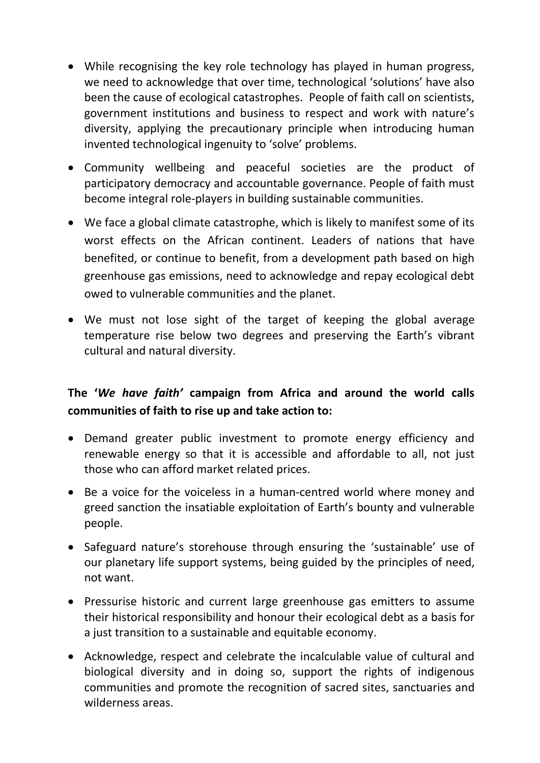- While recognising the key role technology has played in human progress, we need to acknowledge that over time, technological 'solutions' have also been the cause of ecological catastrophes. People of faith call on scientists, government institutions and business to respect and work with nature's diversity, applying the precautionary principle when introducing human invented technological ingenuity to 'solve' problems.
- Community wellbeing and peaceful societies are the product of participatory democracy and accountable governance. People of faith must become integral role-players in building sustainable communities.
- We face a global climate catastrophe, which is likely to manifest some of its worst effects on the African continent. Leaders of nations that have benefited, or continue to benefit, from a development path based on high greenhouse gas emissions, need to acknowledge and repay ecological debt owed to vulnerable communities and the planet.
- We must not lose sight of the target of keeping the global average temperature rise below two degrees and preserving the Earth's vibrant cultural and natural diversity.

**The '*We have faith*' campaign from Africa and around the world calls communities of faith to rise up and take action to:**

- Demand greater public investment to promote energy efficiency and renewable energy so that it is accessible and affordable to all, not just those who can afford market related prices.
- Be a voice for the voiceless in a human-centred world where money and greed sanction the insatiable exploitation of Earth's bounty and vulnerable people.
- Safeguard nature's storehouse through ensuring the 'sustainable' use of our planetary life support systems, being guided by the principles of need, not want.
- Pressurise historic and current large greenhouse gas emitters to assume their historical responsibility and honour their ecological debt as a basis for a just transition to a sustainable and equitable economy.
- Acknowledge, respect and celebrate the incalculable value of cultural and biological diversity and in doing so, support the rights of indigenous communities and promote the recognition of sacred sites, sanctuaries and wilderness areas.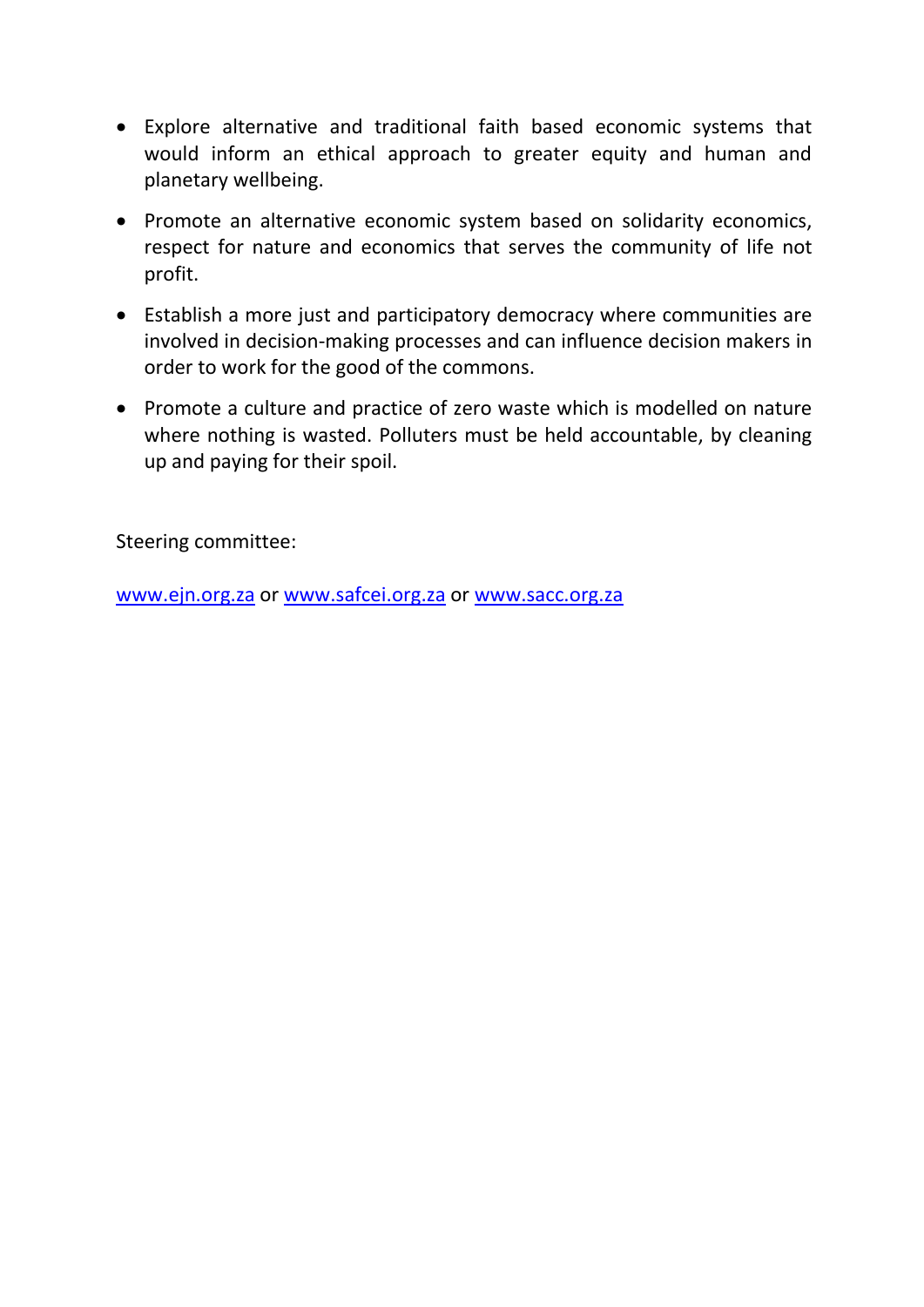- Explore alternative and traditional faith based economic systems that would inform an ethical approach to greater equity and human and planetary wellbeing.
- Promote an alternative economic system based on solidarity economics, respect for nature and economics that serves the community of life not profit.
- Establish a more just and participatory democracy where communities are involved in decision-making processes and can influence decision makers in order to work for the good of the commons.
- Promote a culture and practice of zero waste which is modelled on nature where nothing is wasted. Polluters must be held accountable, by cleaning up and paying for their spoil.

Steering committee:

www.ejn.org.za or www.safcei.org.za or www.sacc.org.za